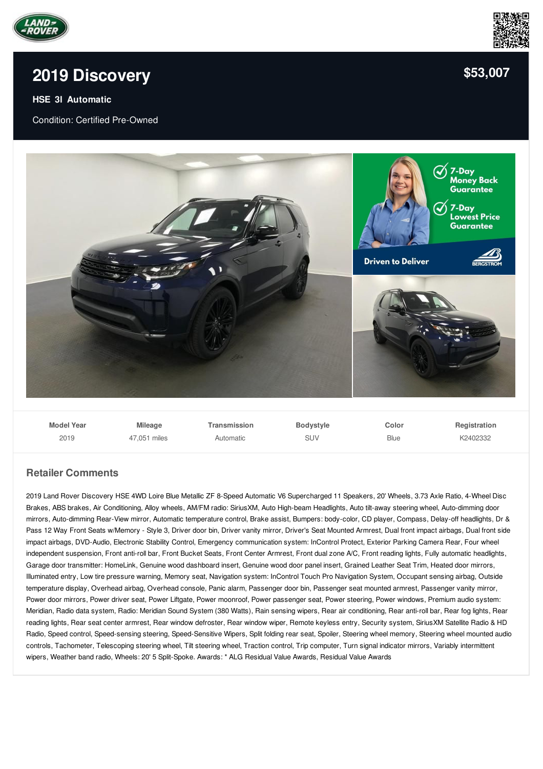# 2019 Discovery

**$53,007**

**HSE 3l Automatic**

Condition: Certified Pre-Owned

| Model Year | Mileage | Transmission | Bodystyle | Color | Registration |
| --- | --- | --- | --- | --- | --- |
| 2019 | 47,051 miles | Automatic | SUV | Blue | K2402332 |

## Retailer Comments

2019 Land Rover Discovery HSE 4WD Loire Blue Metallic ZF 8-Speed Automatic V6 Supercharged 11 Speakers, 20' Wheels, 3.73 Axle Ratio, 4-Wheel Disc Brakes, ABS brakes, Air Conditioning, Alloy wheels, AM/FM radio: SiriusXM, Auto High-beam Headlights, Auto tilt-away steering wheel, Auto-dimming door mirrors, Auto-dimming Rear-View mirror, Automatic temperature control, Brake assist, Bumpers: body-color, CD player, Compass, Delay-off headlights, Dr & Pass 12 Way Front Seats w/Memory - Style 3, Driver door bin, Driver vanity mirror, Driver's Seat Mounted Armrest, Dual front impact airbags, Dual front side impact airbags, DVD-Audio, Electronic Stability Control, Emergency communication system: InControl Protect, Exterior Parking Camera Rear, Four wheel independent suspension, Front anti-roll bar, Front Bucket Seats, Front Center Armrest, Front dual zone A/C, Front reading lights, Fully automatic headlights, Garage door transmitter: HomeLink, Genuine wood dashboard insert, Genuine wood door panel insert, Grained Leather Seat Trim, Heated door mirrors, Illuminated entry, Low tire pressure warning, Memory seat, Navigation system: InControl Touch Pro Navigation System, Occupant sensing airbag, Outside temperature display, Overhead airbag, Overhead console, Panic alarm, Passenger door bin, Passenger seat mounted armrest, Passenger vanity mirror, Power door mirrors, Power driver seat, Power Liftgate, Power moonroof, Power passenger seat, Power steering, Power windows, Premium audio system: Meridian, Radio data system, Radio: Meridian Sound System (380 Watts), Rain sensing wipers, Rear air conditioning, Rear anti-roll bar, Rear fog lights, Rear reading lights, Rear seat center armrest, Rear window defroster, Rear window wiper, Remote keyless entry, Security system, SiriusXM Satellite Radio & HD Radio, Speed control, Speed-sensing steering, Speed-Sensitive Wipers, Split folding rear seat, Spoiler, Steering wheel memory, Steering wheel mounted audio controls, Tachometer, Telescoping steering wheel, Tilt steering wheel, Traction control, Trip computer, Turn signal indicator mirrors, Variably intermittent wipers, Weather band radio, Wheels: 20' 5 Split-Spoke. Awards: * ALG Residual Value Awards, Residual Value Awards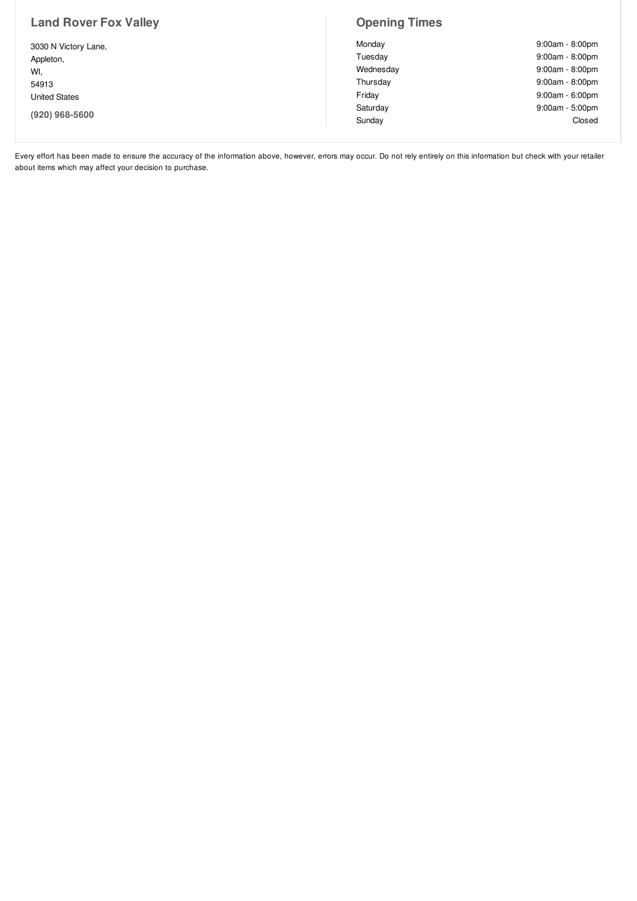## Land Rover Fox Valley

3030 N Victory Lane,
Appleton,
WI,
54913
United States

**(920) 968-5600**

## Opening Times

| | |
|---|---|
| Monday | 9:00am - 8:00pm |
| Tuesday | 9:00am - 8:00pm |
| Wednesday | 9:00am - 8:00pm |
| Thursday | 9:00am - 8:00pm |
| Friday | 9:00am - 6:00pm |
| Saturday | 9:00am - 5:00pm |
| Sunday | Closed |

Every effort has been made to ensure the accuracy of the information above, however, errors may occur. Do not rely entirely on this information but check with your retailer about items which may affect your decision to purchase.